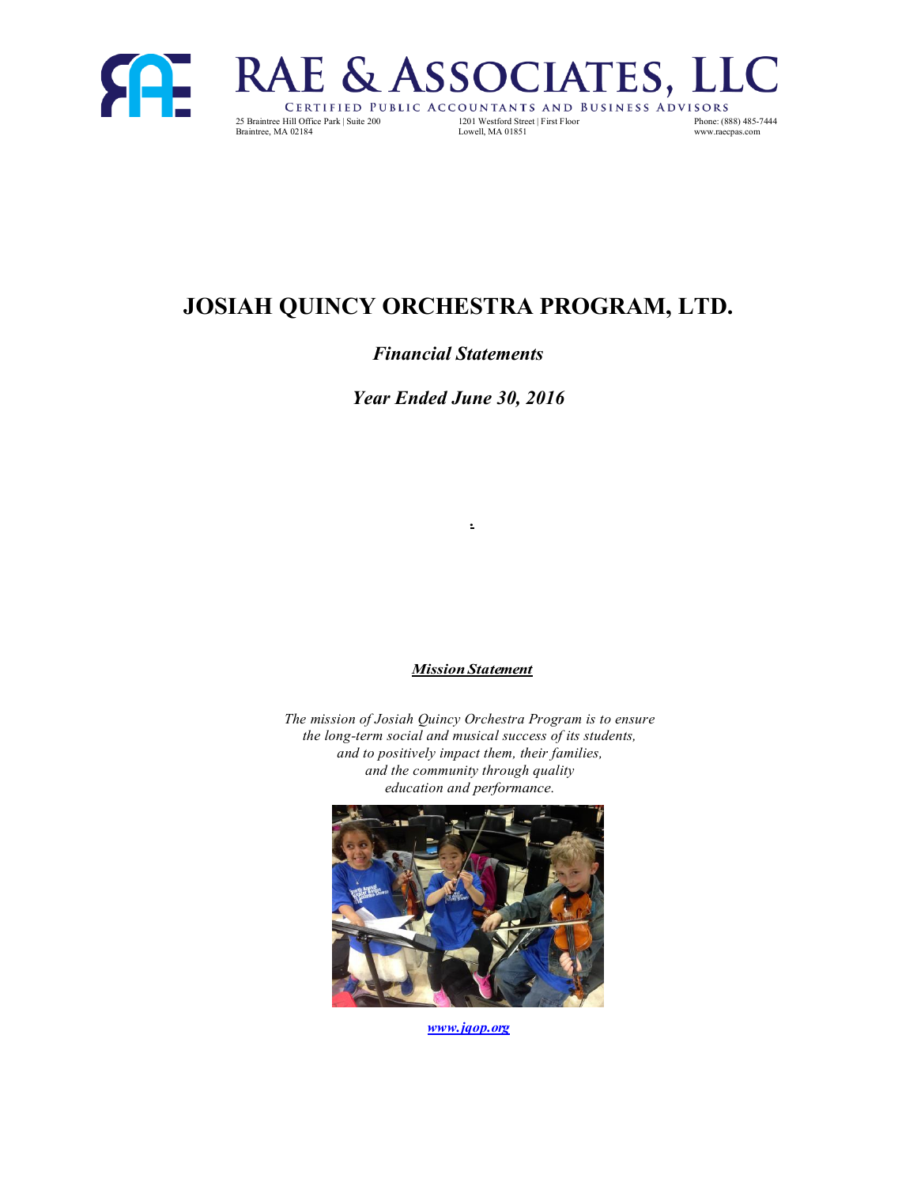# RAE & ASSOCIATES, LLC

CERTIFIED PUBLIC ACCOUNTANTS AND BUSINESS ADVISORS

25 Braintree Hill Office Park | Suite 200
Braintree, MA 02184

1201 Westford Street | First Floor
Lowell, MA 01851

Phone: (888) 485-7444
www.raecpas.com

# JOSIAH QUINCY ORCHESTRA PROGRAM, LTD.

## *Financial Statements*

## *Year Ended June 30, 2016*

***Mission Statement***

*The mission of Josiah Quincy Orchestra Program is to ensure the long-term social and musical success of its students, and to positively impact them, their families, and the community through quality education and performance.*

***www.jqop.org***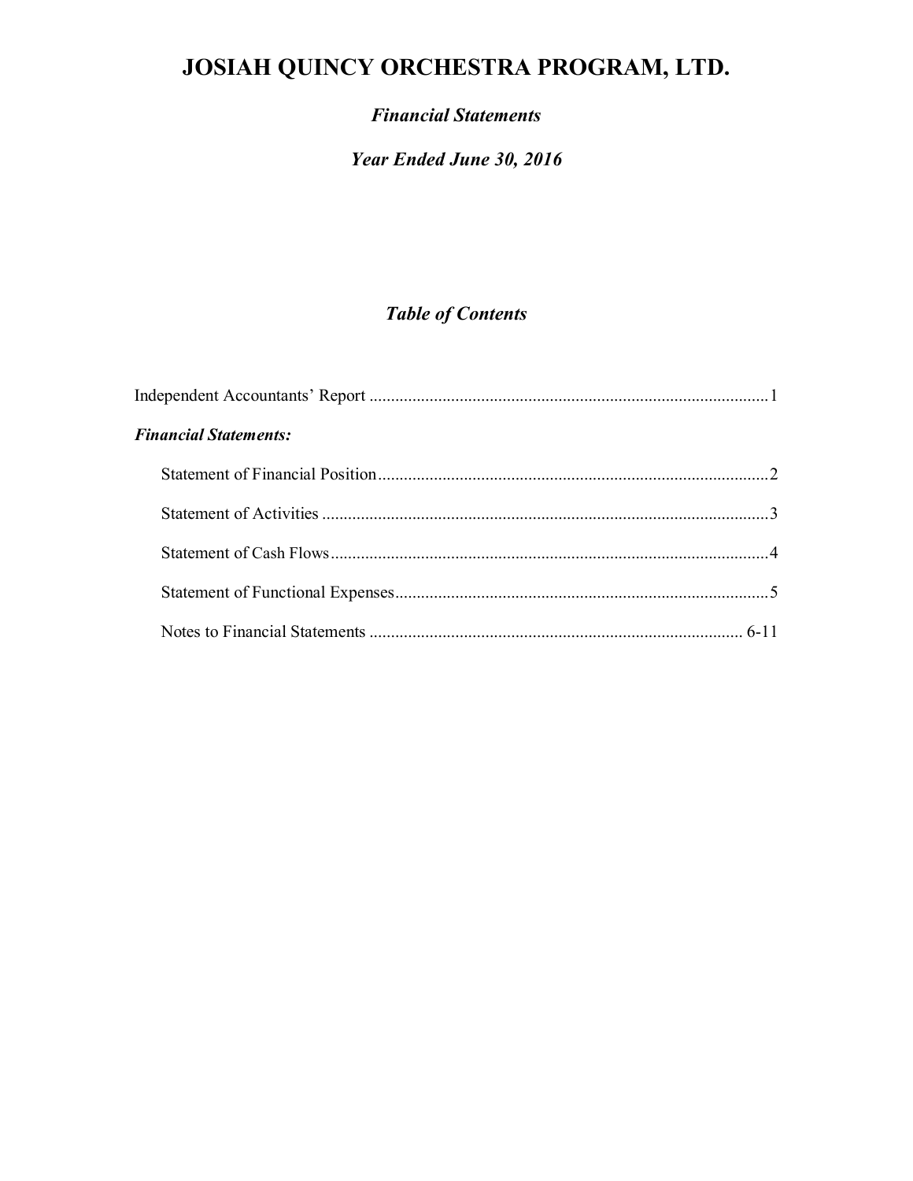# JOSIAH QUINCY ORCHESTRA PROGRAM, LTD.

## *Financial Statements*

## *Year Ended June 30, 2016*

### *Table of Contents*

Independent Accountants' Report ............................................................................................1

***Financial Statements:***

Statement of Financial Position..........................................................................................2

Statement of Activities .......................................................................................................3

Statement of Cash Flows....................................................................................................4

Statement of Functional Expenses......................................................................................5

Notes to Financial Statements ...................................................................................... 6-11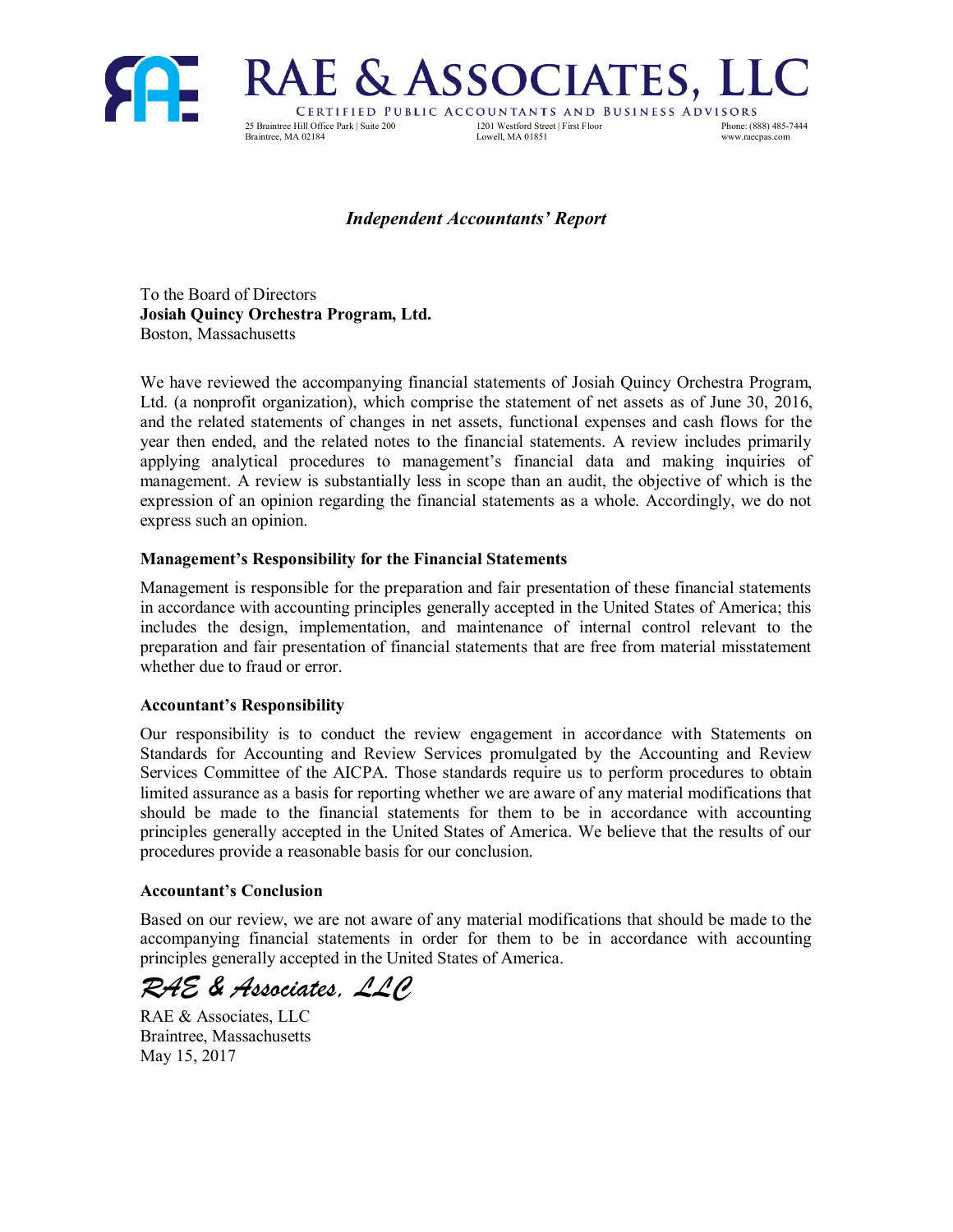# RAE & ASSOCIATES, LLC

CERTIFIED PUBLIC ACCOUNTANTS AND BUSINESS ADVISORS

25 Braintree Hill Office Park | Suite 200
Braintree, MA 02184

1201 Westford Street | First Floor
Lowell, MA 01851

Phone: (888) 485-7444
www.raecpas.com

## *Independent Accountants' Report*

To the Board of Directors
**Josiah Quincy Orchestra Program, Ltd.**
Boston, Massachusetts

We have reviewed the accompanying financial statements of Josiah Quincy Orchestra Program, Ltd. (a nonprofit organization), which comprise the statement of net assets as of June 30, 2016, and the related statements of changes in net assets, functional expenses and cash flows for the year then ended, and the related notes to the financial statements. A review includes primarily applying analytical procedures to management's financial data and making inquiries of management. A review is substantially less in scope than an audit, the objective of which is the expression of an opinion regarding the financial statements as a whole. Accordingly, we do not express such an opinion.

### Management's Responsibility for the Financial Statements

Management is responsible for the preparation and fair presentation of these financial statements in accordance with accounting principles generally accepted in the United States of America; this includes the design, implementation, and maintenance of internal control relevant to the preparation and fair presentation of financial statements that are free from material misstatement whether due to fraud or error.

### Accountant's Responsibility

Our responsibility is to conduct the review engagement in accordance with Statements on Standards for Accounting and Review Services promulgated by the Accounting and Review Services Committee of the AICPA. Those standards require us to perform procedures to obtain limited assurance as a basis for reporting whether we are aware of any material modifications that should be made to the financial statements for them to be in accordance with accounting principles generally accepted in the United States of America. We believe that the results of our procedures provide a reasonable basis for our conclusion.

### Accountant's Conclusion

Based on our review, we are not aware of any material modifications that should be made to the accompanying financial statements in order for them to be in accordance with accounting principles generally accepted in the United States of America.

*RAE & Associates, LLC*

RAE & Associates, LLC
Braintree, Massachusetts
May 15, 2017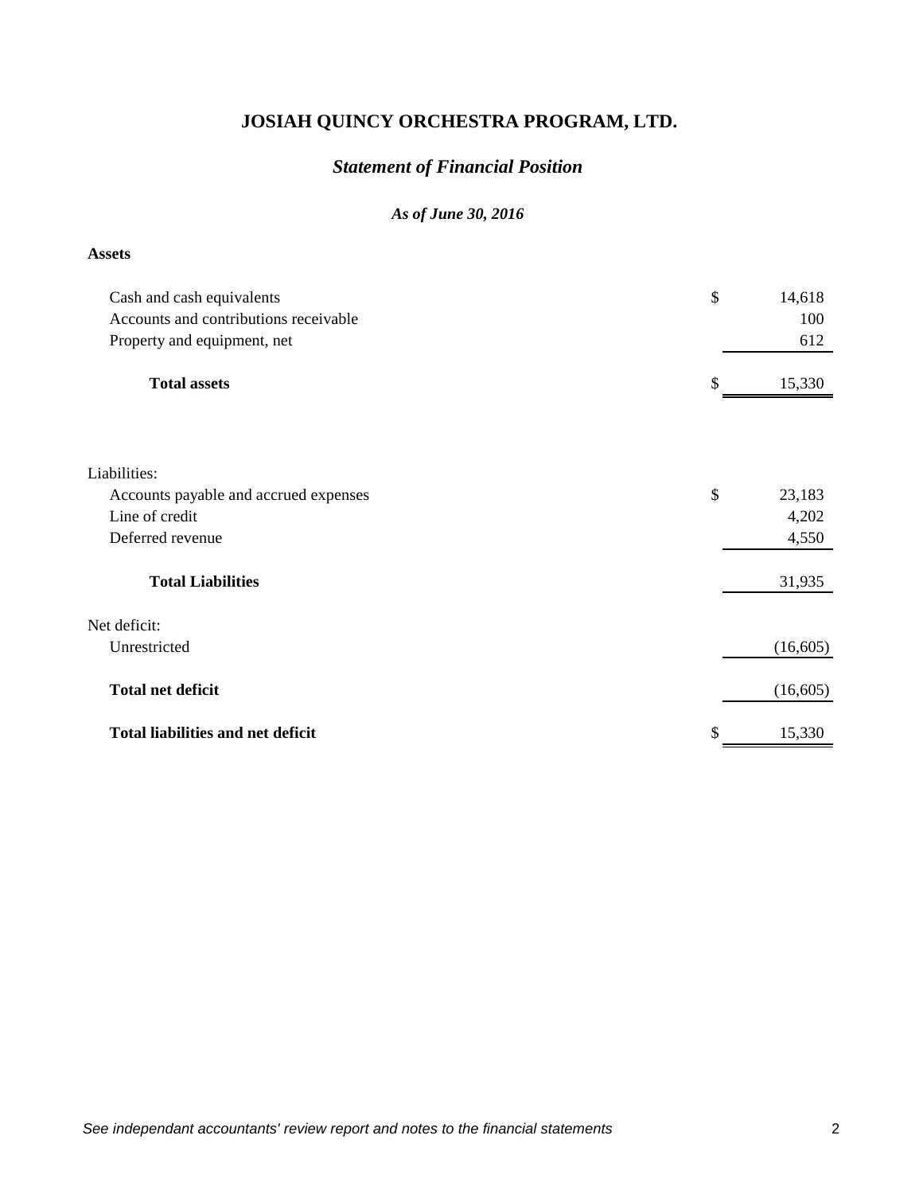# JOSIAH QUINCY ORCHESTRA PROGRAM, LTD.

## *Statement of Financial Position*

### *As of June 30, 2016*

**Assets**

| | | |
|---|---|---|
| Cash and cash equivalents | $ | 14,618 |
| Accounts and contributions receivable | | 100 |
| Property and equipment, net | | 612 |
| **Total assets** | $ | 15,330 |
| | | |
| Liabilities: | | |
| Accounts payable and accrued expenses | $ | 23,183 |
| Line of credit | | 4,202 |
| Deferred revenue | | 4,550 |
| **Total Liabilities** | | 31,935 |
| Net deficit: | | |
| Unrestricted | | (16,605) |
| **Total net deficit** | | (16,605) |
| **Total liabilities and net deficit** | $ | 15,330 |

*See independant accountants' review report and notes to the financial statements*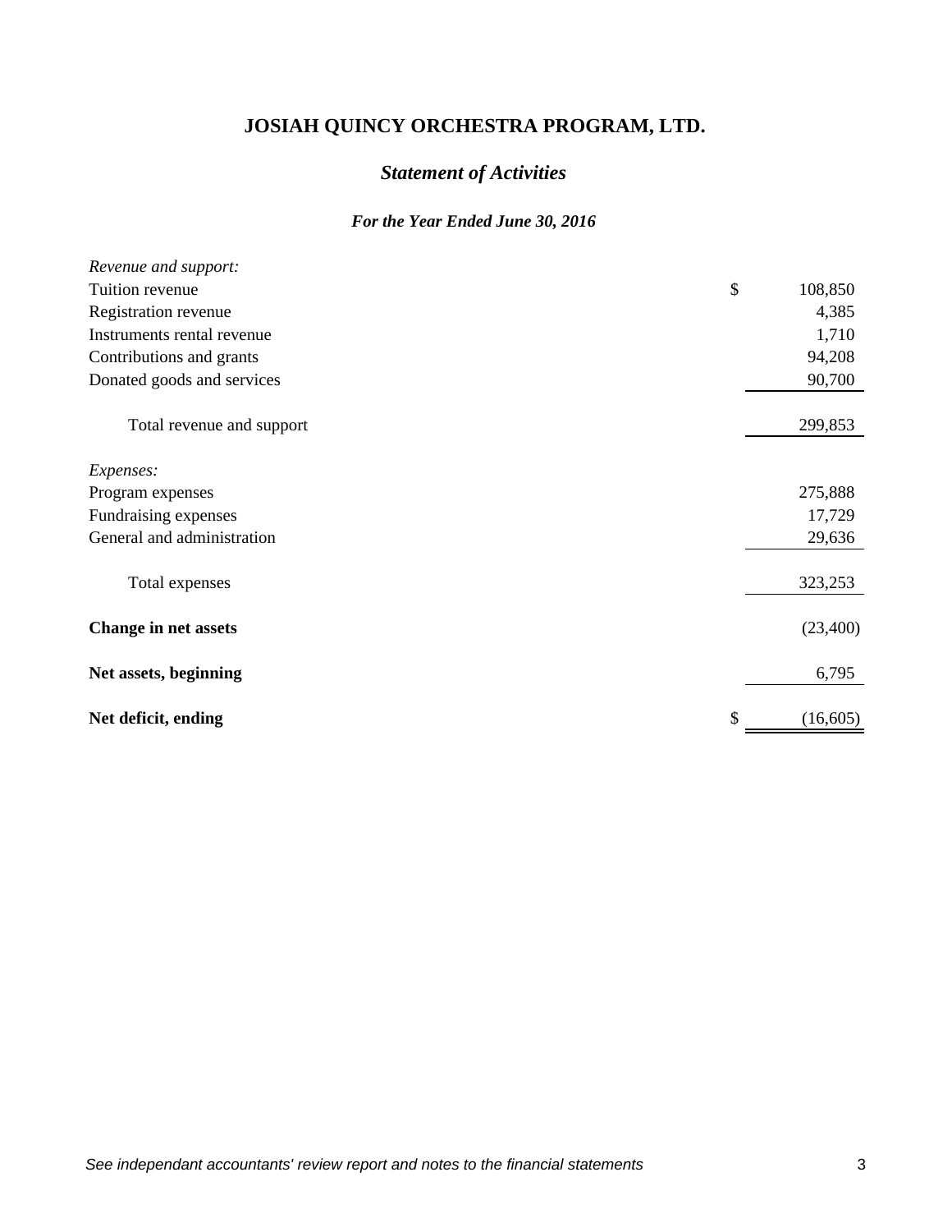# JOSIAH QUINCY ORCHESTRA PROGRAM, LTD.

## *Statement of Activities*

### *For the Year Ended June 30, 2016*

| | | |
|---|---|---|
| *Revenue and support:* | | |
| Tuition revenue | $ | 108,850 |
| Registration revenue | | 4,385 |
| Instruments rental revenue | | 1,710 |
| Contributions and grants | | 94,208 |
| Donated goods and services | | 90,700 |
| Total revenue and support | | 299,853 |
| *Expenses:* | | |
| Program expenses | | 275,888 |
| Fundraising expenses | | 17,729 |
| General and administration | | 29,636 |
| Total expenses | | 323,253 |
| **Change in net assets** | | (23,400) |
| **Net assets, beginning** | | 6,795 |
| **Net deficit, ending** | $ | (16,605) |

*See independant accountants' review report and notes to the financial statements*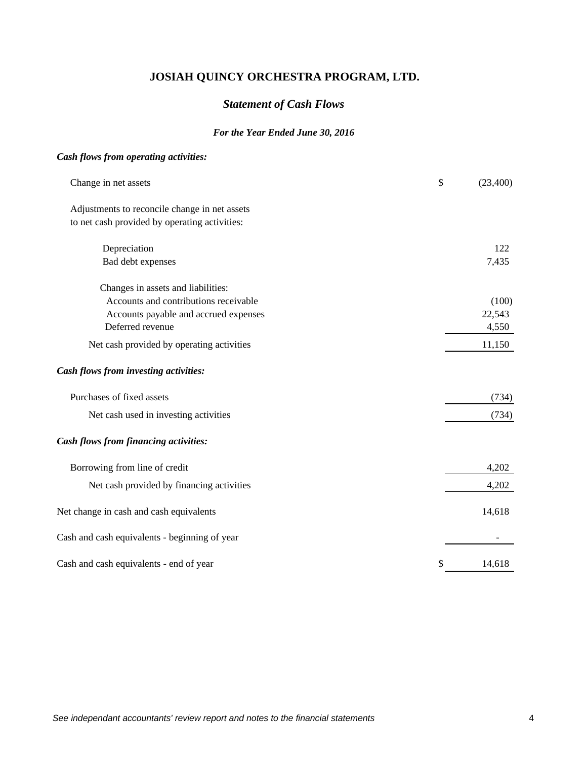# JOSIAH QUINCY ORCHESTRA PROGRAM, LTD.

## *Statement of Cash Flows*

### *For the Year Ended June 30, 2016*

| | |
|---|---|
| ***Cash flows from operating activities:*** | |
| Change in net assets | $ (23,400) |
| Adjustments to reconcile change in net assets to net cash provided by operating activities: | |
| Depreciation | 122 |
| Bad debt expenses | 7,435 |
| Changes in assets and liabilities: | |
| Accounts and contributions receivable | (100) |
| Accounts payable and accrued expenses | 22,543 |
| Deferred revenue | 4,550 |
| Net cash provided by operating activities | 11,150 |
| ***Cash flows from investing activities:*** | |
| Purchases of fixed assets | (734) |
| Net cash used in investing activities | (734) |
| ***Cash flows from financing activities:*** | |
| Borrowing from line of credit | 4,202 |
| Net cash provided by financing activities | 4,202 |
| Net change in cash and cash equivalents | 14,618 |
| Cash and cash equivalents - beginning of year | - |
| Cash and cash equivalents - end of year | $ 14,618 |

*See independant accountants' review report and notes to the financial statements*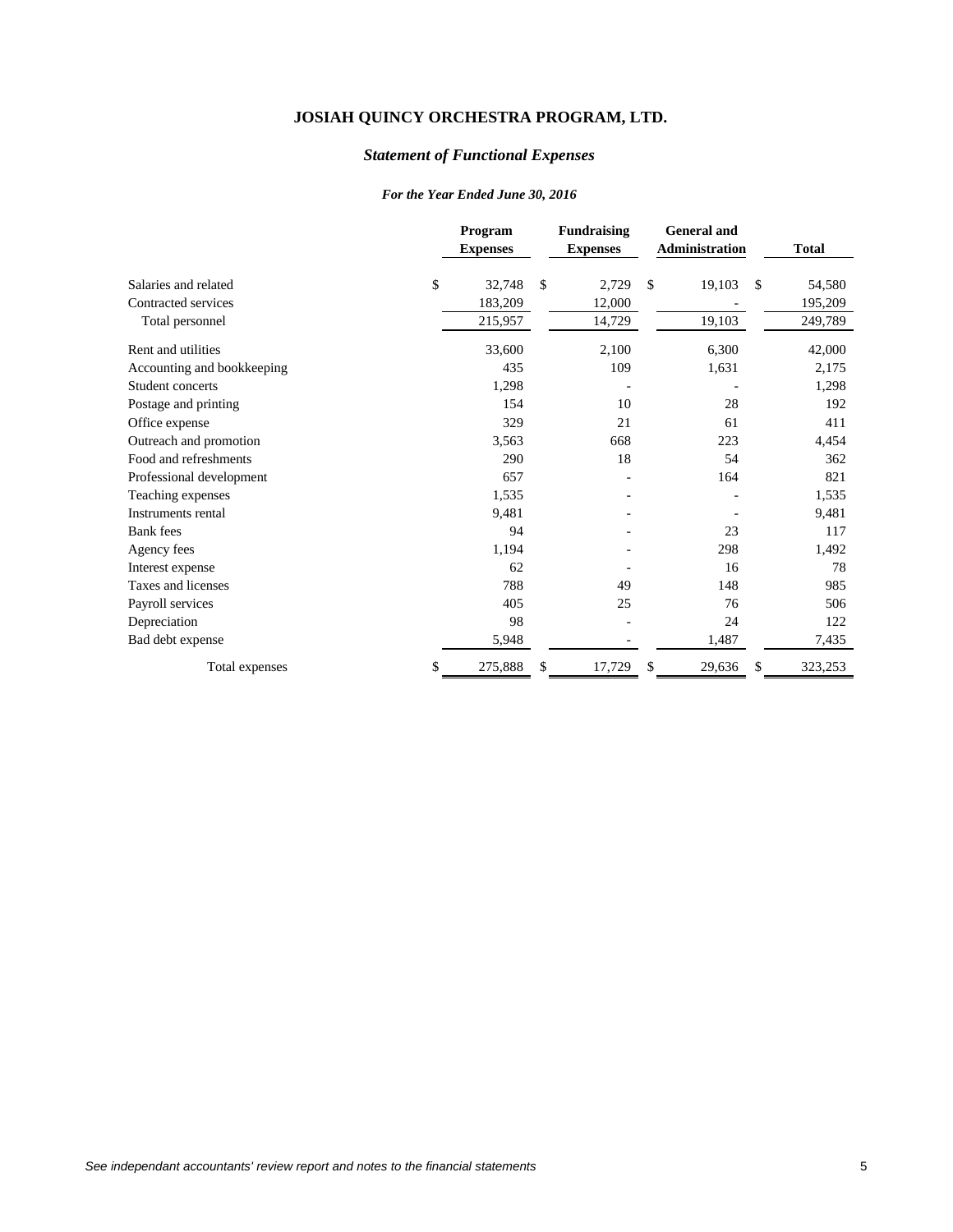# JOSIAH QUINCY ORCHESTRA PROGRAM, LTD.

## *Statement of Functional Expenses*

### *For the Year Ended June 30, 2016*

| | Program Expenses | Fundraising Expenses | General and Administration | Total |
|---|---|---|---|---|
| Salaries and related | $ 32,748 | $ 2,729 | $ 19,103 | $ 54,580 |
| Contracted services | 183,209 | 12,000 | - | 195,209 |
| Total personnel | 215,957 | 14,729 | 19,103 | 249,789 |
| Rent and utilities | 33,600 | 2,100 | 6,300 | 42,000 |
| Accounting and bookkeeping | 435 | 109 | 1,631 | 2,175 |
| Student concerts | 1,298 | - | - | 1,298 |
| Postage and printing | 154 | 10 | 28 | 192 |
| Office expense | 329 | 21 | 61 | 411 |
| Outreach and promotion | 3,563 | 668 | 223 | 4,454 |
| Food and refreshments | 290 | 18 | 54 | 362 |
| Professional development | 657 | - | 164 | 821 |
| Teaching expenses | 1,535 | - | - | 1,535 |
| Instruments rental | 9,481 | - | - | 9,481 |
| Bank fees | 94 | - | 23 | 117 |
| Agency fees | 1,194 | - | 298 | 1,492 |
| Interest expense | 62 | - | 16 | 78 |
| Taxes and licenses | 788 | 49 | 148 | 985 |
| Payroll services | 405 | 25 | 76 | 506 |
| Depreciation | 98 | - | 24 | 122 |
| Bad debt expense | 5,948 | - | 1,487 | 7,435 |
| Total expenses | $ 275,888 | $ 17,729 | $ 29,636 | $ 323,253 |

*See independant accountants' review report and notes to the financial statements*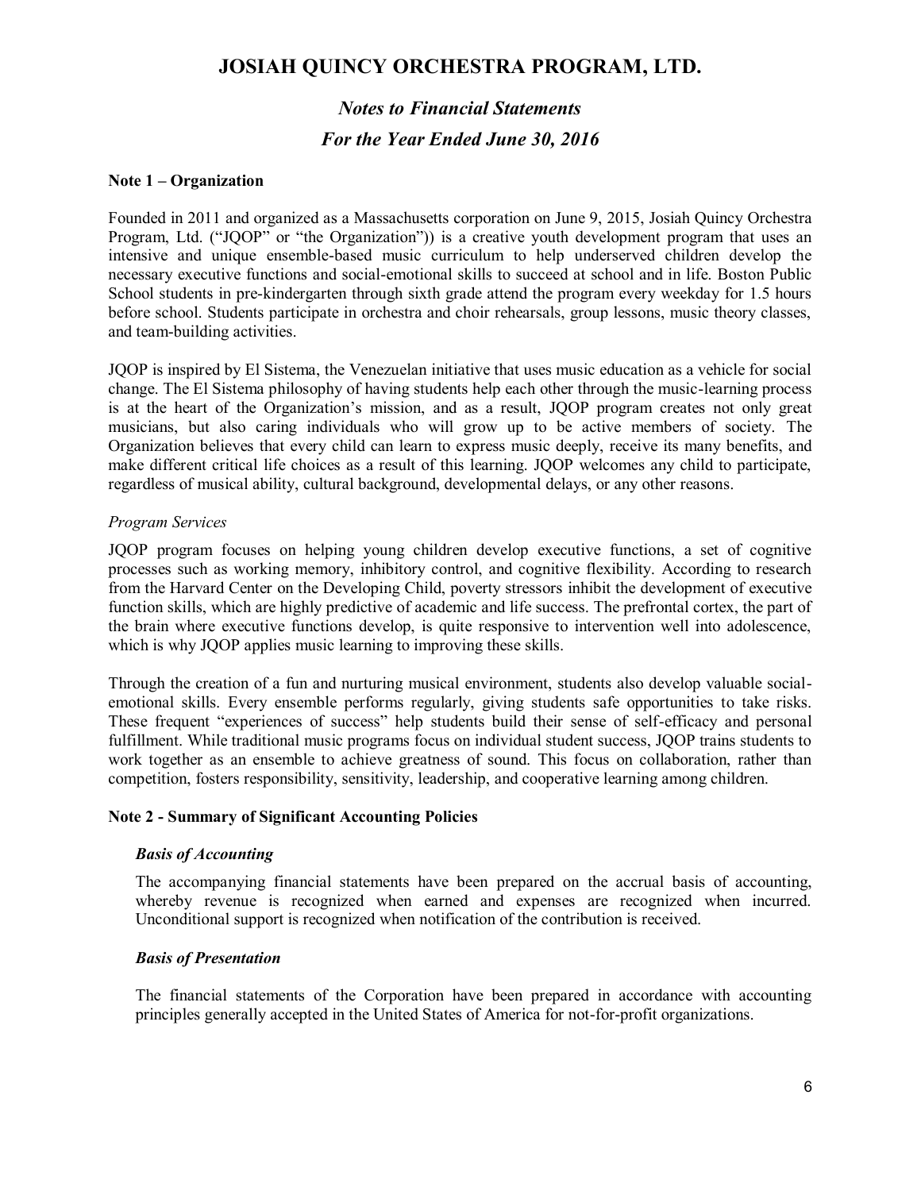# JOSIAH QUINCY ORCHESTRA PROGRAM, LTD.

## *Notes to Financial Statements*

## *For the Year Ended June 30, 2016*

**Note 1 – Organization**

Founded in 2011 and organized as a Massachusetts corporation on June 9, 2015, Josiah Quincy Orchestra Program, Ltd. ("JQOP" or "the Organization")) is a creative youth development program that uses an intensive and unique ensemble-based music curriculum to help underserved children develop the necessary executive functions and social-emotional skills to succeed at school and in life. Boston Public School students in pre-kindergarten through sixth grade attend the program every weekday for 1.5 hours before school. Students participate in orchestra and choir rehearsals, group lessons, music theory classes, and team-building activities.

JQOP is inspired by El Sistema, the Venezuelan initiative that uses music education as a vehicle for social change. The El Sistema philosophy of having students help each other through the music-learning process is at the heart of the Organization's mission, and as a result, JQOP program creates not only great musicians, but also caring individuals who will grow up to be active members of society. The Organization believes that every child can learn to express music deeply, receive its many benefits, and make different critical life choices as a result of this learning. JQOP welcomes any child to participate, regardless of musical ability, cultural background, developmental delays, or any other reasons.

*Program Services*

JQOP program focuses on helping young children develop executive functions, a set of cognitive processes such as working memory, inhibitory control, and cognitive flexibility. According to research from the Harvard Center on the Developing Child, poverty stressors inhibit the development of executive function skills, which are highly predictive of academic and life success. The prefrontal cortex, the part of the brain where executive functions develop, is quite responsive to intervention well into adolescence, which is why JQOP applies music learning to improving these skills.

Through the creation of a fun and nurturing musical environment, students also develop valuable social-emotional skills. Every ensemble performs regularly, giving students safe opportunities to take risks. These frequent "experiences of success" help students build their sense of self-efficacy and personal fulfillment. While traditional music programs focus on individual student success, JQOP trains students to work together as an ensemble to achieve greatness of sound. This focus on collaboration, rather than competition, fosters responsibility, sensitivity, leadership, and cooperative learning among children.

**Note 2 - Summary of Significant Accounting Policies**

***Basis of Accounting***

The accompanying financial statements have been prepared on the accrual basis of accounting, whereby revenue is recognized when earned and expenses are recognized when incurred. Unconditional support is recognized when notification of the contribution is received.

***Basis of Presentation***

The financial statements of the Corporation have been prepared in accordance with accounting principles generally accepted in the United States of America for not-for-profit organizations.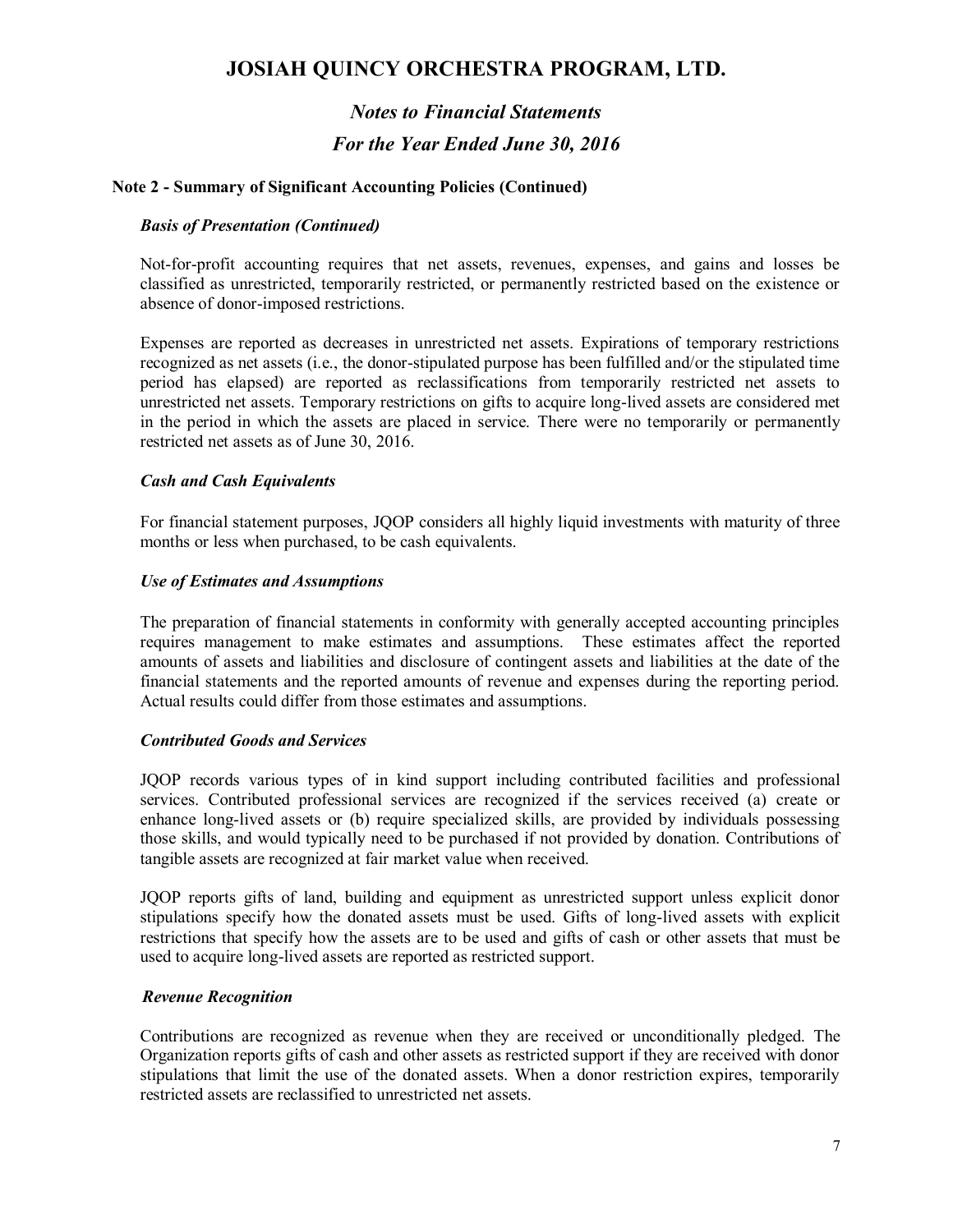# JOSIAH QUINCY ORCHESTRA PROGRAM, LTD.

## *Notes to Financial Statements*

## *For the Year Ended June 30, 2016*

### Note 2 - Summary of Significant Accounting Policies (Continued)

***Basis of Presentation (Continued)***

Not-for-profit accounting requires that net assets, revenues, expenses, and gains and losses be classified as unrestricted, temporarily restricted, or permanently restricted based on the existence or absence of donor-imposed restrictions.

Expenses are reported as decreases in unrestricted net assets. Expirations of temporary restrictions recognized as net assets (i.e., the donor-stipulated purpose has been fulfilled and/or the stipulated time period has elapsed) are reported as reclassifications from temporarily restricted net assets to unrestricted net assets. Temporary restrictions on gifts to acquire long-lived assets are considered met in the period in which the assets are placed in service. There were no temporarily or permanently restricted net assets as of June 30, 2016.

***Cash and Cash Equivalents***

For financial statement purposes, JQOP considers all highly liquid investments with maturity of three months or less when purchased, to be cash equivalents.

***Use of Estimates and Assumptions***

The preparation of financial statements in conformity with generally accepted accounting principles requires management to make estimates and assumptions. These estimates affect the reported amounts of assets and liabilities and disclosure of contingent assets and liabilities at the date of the financial statements and the reported amounts of revenue and expenses during the reporting period. Actual results could differ from those estimates and assumptions.

***Contributed Goods and Services***

JQOP records various types of in kind support including contributed facilities and professional services. Contributed professional services are recognized if the services received (a) create or enhance long-lived assets or (b) require specialized skills, are provided by individuals possessing those skills, and would typically need to be purchased if not provided by donation. Contributions of tangible assets are recognized at fair market value when received.

JQOP reports gifts of land, building and equipment as unrestricted support unless explicit donor stipulations specify how the donated assets must be used. Gifts of long-lived assets with explicit restrictions that specify how the assets are to be used and gifts of cash or other assets that must be used to acquire long-lived assets are reported as restricted support.

***Revenue Recognition***

Contributions are recognized as revenue when they are received or unconditionally pledged. The Organization reports gifts of cash and other assets as restricted support if they are received with donor stipulations that limit the use of the donated assets. When a donor restriction expires, temporarily restricted assets are reclassified to unrestricted net assets.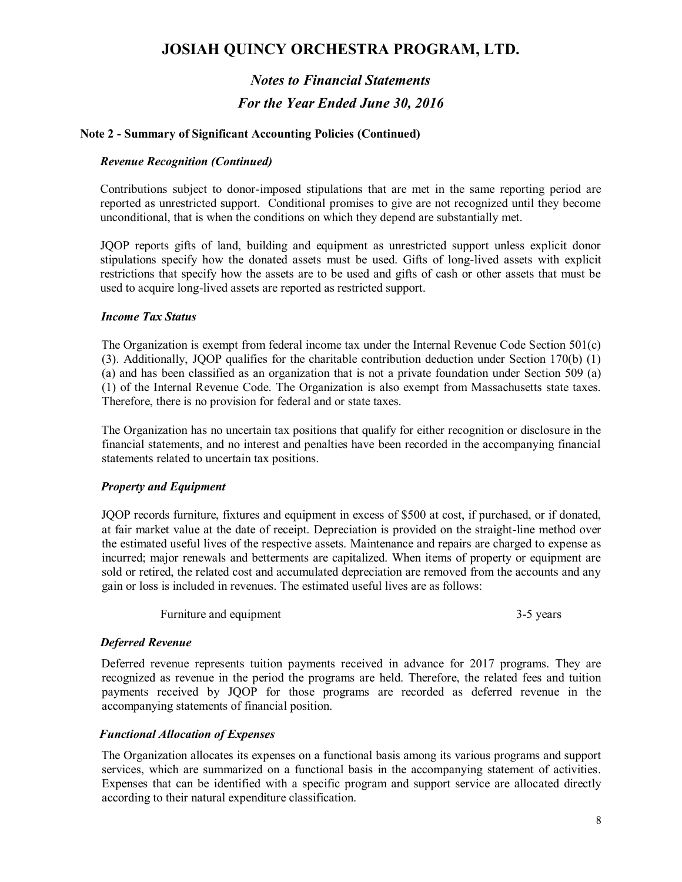# JOSIAH QUINCY ORCHESTRA PROGRAM, LTD.

## *Notes to Financial Statements*

## *For the Year Ended June 30, 2016*

### Note 2 - Summary of Significant Accounting Policies (Continued)

***Revenue Recognition (Continued)***

Contributions subject to donor-imposed stipulations that are met in the same reporting period are reported as unrestricted support. Conditional promises to give are not recognized until they become unconditional, that is when the conditions on which they depend are substantially met.

JQOP reports gifts of land, building and equipment as unrestricted support unless explicit donor stipulations specify how the donated assets must be used. Gifts of long-lived assets with explicit restrictions that specify how the assets are to be used and gifts of cash or other assets that must be used to acquire long-lived assets are reported as restricted support.

***Income Tax Status***

The Organization is exempt from federal income tax under the Internal Revenue Code Section 501(c) (3). Additionally, JQOP qualifies for the charitable contribution deduction under Section 170(b) (1) (a) and has been classified as an organization that is not a private foundation under Section 509 (a) (1) of the Internal Revenue Code. The Organization is also exempt from Massachusetts state taxes. Therefore, there is no provision for federal and or state taxes.

The Organization has no uncertain tax positions that qualify for either recognition or disclosure in the financial statements, and no interest and penalties have been recorded in the accompanying financial statements related to uncertain tax positions.

***Property and Equipment***

JQOP records furniture, fixtures and equipment in excess of $500 at cost, if purchased, or if donated, at fair market value at the date of receipt. Depreciation is provided on the straight-line method over the estimated useful lives of the respective assets. Maintenance and repairs are charged to expense as incurred; major renewals and betterments are capitalized. When items of property or equipment are sold or retired, the related cost and accumulated depreciation are removed from the accounts and any gain or loss is included in revenues. The estimated useful lives are as follows:

| | |
|---|---|
| Furniture and equipment | 3-5 years |

***Deferred Revenue***

Deferred revenue represents tuition payments received in advance for 2017 programs. They are recognized as revenue in the period the programs are held. Therefore, the related fees and tuition payments received by JQOP for those programs are recorded as deferred revenue in the accompanying statements of financial position.

***Functional Allocation of Expenses***

The Organization allocates its expenses on a functional basis among its various programs and support services, which are summarized on a functional basis in the accompanying statement of activities. Expenses that can be identified with a specific program and support service are allocated directly according to their natural expenditure classification.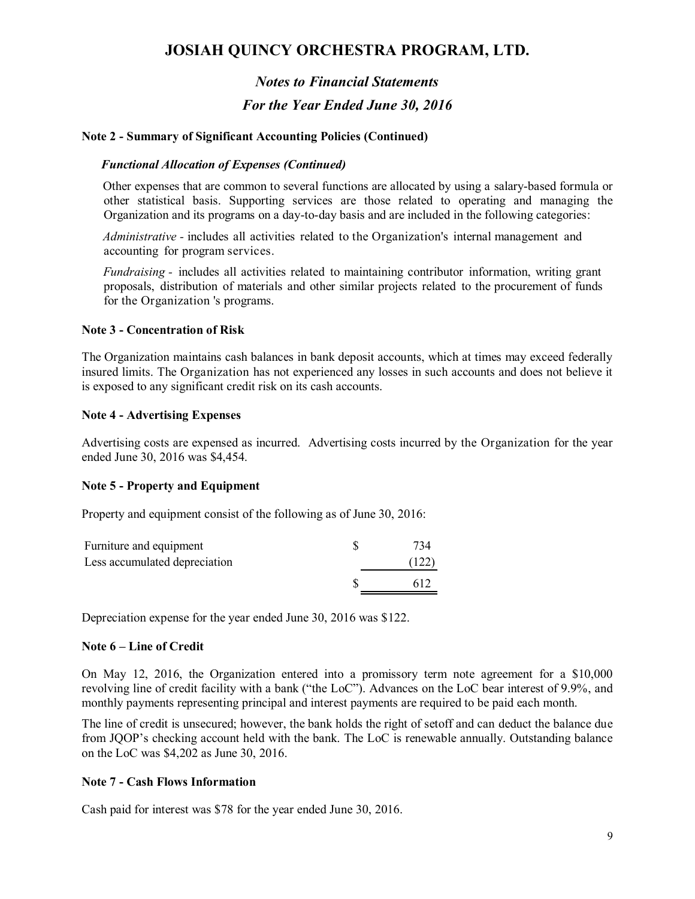# JOSIAH QUINCY ORCHESTRA PROGRAM, LTD.

## *Notes to Financial Statements*

## *For the Year Ended June 30, 2016*

**Note 2 - Summary of Significant Accounting Policies (Continued)**

***Functional Allocation of Expenses (Continued)***

Other expenses that are common to several functions are allocated by using a salary-based formula or other statistical basis. Supporting services are those related to operating and managing the Organization and its programs on a day-to-day basis and are included in the following categories:

*Administrative* - includes all activities related to the Organization's internal management and accounting for program services.

*Fundraising* - includes all activities related to maintaining contributor information, writing grant proposals, distribution of materials and other similar projects related to the procurement of funds for the Organization 's programs.

**Note 3 - Concentration of Risk**

The Organization maintains cash balances in bank deposit accounts, which at times may exceed federally insured limits. The Organization has not experienced any losses in such accounts and does not believe it is exposed to any significant credit risk on its cash accounts.

**Note 4 - Advertising Expenses**

Advertising costs are expensed as incurred. Advertising costs incurred by the Organization for the year ended June 30, 2016 was $4,454.

**Note 5 - Property and Equipment**

Property and equipment consist of the following as of June 30, 2016:

| | | |
|---|---|---|
| Furniture and equipment | $ | 734 |
| Less accumulated depreciation | | (122) |
| | $ | 612 |

Depreciation expense for the year ended June 30, 2016 was $122.

**Note 6 – Line of Credit**

On May 12, 2016, the Organization entered into a promissory term note agreement for a $10,000 revolving line of credit facility with a bank ("the LoC"). Advances on the LoC bear interest of 9.9%, and monthly payments representing principal and interest payments are required to be paid each month.

The line of credit is unsecured; however, the bank holds the right of setoff and can deduct the balance due from JQOP's checking account held with the bank. The LoC is renewable annually. Outstanding balance on the LoC was $4,202 as June 30, 2016.

**Note 7 - Cash Flows Information**

Cash paid for interest was $78 for the year ended June 30, 2016.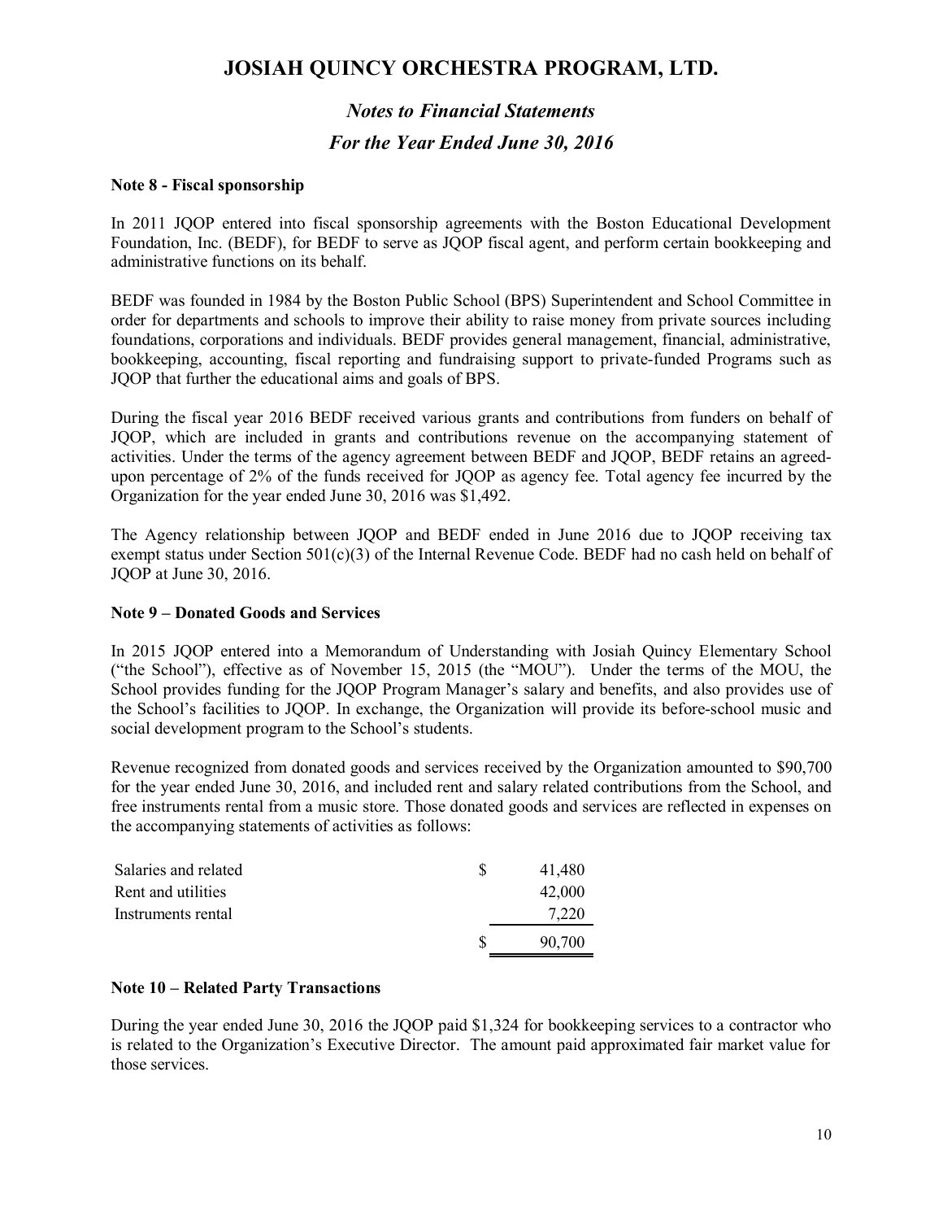# JOSIAH QUINCY ORCHESTRA PROGRAM, LTD.

## *Notes to Financial Statements*

## *For the Year Ended June 30, 2016*

**Note 8 - Fiscal sponsorship**

In 2011 JQOP entered into fiscal sponsorship agreements with the Boston Educational Development Foundation, Inc. (BEDF), for BEDF to serve as JQOP fiscal agent, and perform certain bookkeeping and administrative functions on its behalf.

BEDF was founded in 1984 by the Boston Public School (BPS) Superintendent and School Committee in order for departments and schools to improve their ability to raise money from private sources including foundations, corporations and individuals. BEDF provides general management, financial, administrative, bookkeeping, accounting, fiscal reporting and fundraising support to private-funded Programs such as JQOP that further the educational aims and goals of BPS.

During the fiscal year 2016 BEDF received various grants and contributions from funders on behalf of JQOP, which are included in grants and contributions revenue on the accompanying statement of activities. Under the terms of the agency agreement between BEDF and JQOP, BEDF retains an agreed-upon percentage of 2% of the funds received for JQOP as agency fee. Total agency fee incurred by the Organization for the year ended June 30, 2016 was $1,492.

The Agency relationship between JQOP and BEDF ended in June 2016 due to JQOP receiving tax exempt status under Section 501(c)(3) of the Internal Revenue Code. BEDF had no cash held on behalf of JQOP at June 30, 2016.

**Note 9 – Donated Goods and Services**

In 2015 JQOP entered into a Memorandum of Understanding with Josiah Quincy Elementary School ("the School"), effective as of November 15, 2015 (the "MOU"). Under the terms of the MOU, the School provides funding for the JQOP Program Manager's salary and benefits, and also provides use of the School's facilities to JQOP. In exchange, the Organization will provide its before-school music and social development program to the School's students.

Revenue recognized from donated goods and services received by the Organization amounted to $90,700 for the year ended June 30, 2016, and included rent and salary related contributions from the School, and free instruments rental from a music store. Those donated goods and services are reflected in expenses on the accompanying statements of activities as follows:

| | | |
|---|---|---|
| Salaries and related | $ | 41,480 |
| Rent and utilities | | 42,000 |
| Instruments rental | | 7,220 |
| | $ | 90,700 |

**Note 10 – Related Party Transactions**

During the year ended June 30, 2016 the JQOP paid $1,324 for bookkeeping services to a contractor who is related to the Organization's Executive Director. The amount paid approximated fair market value for those services.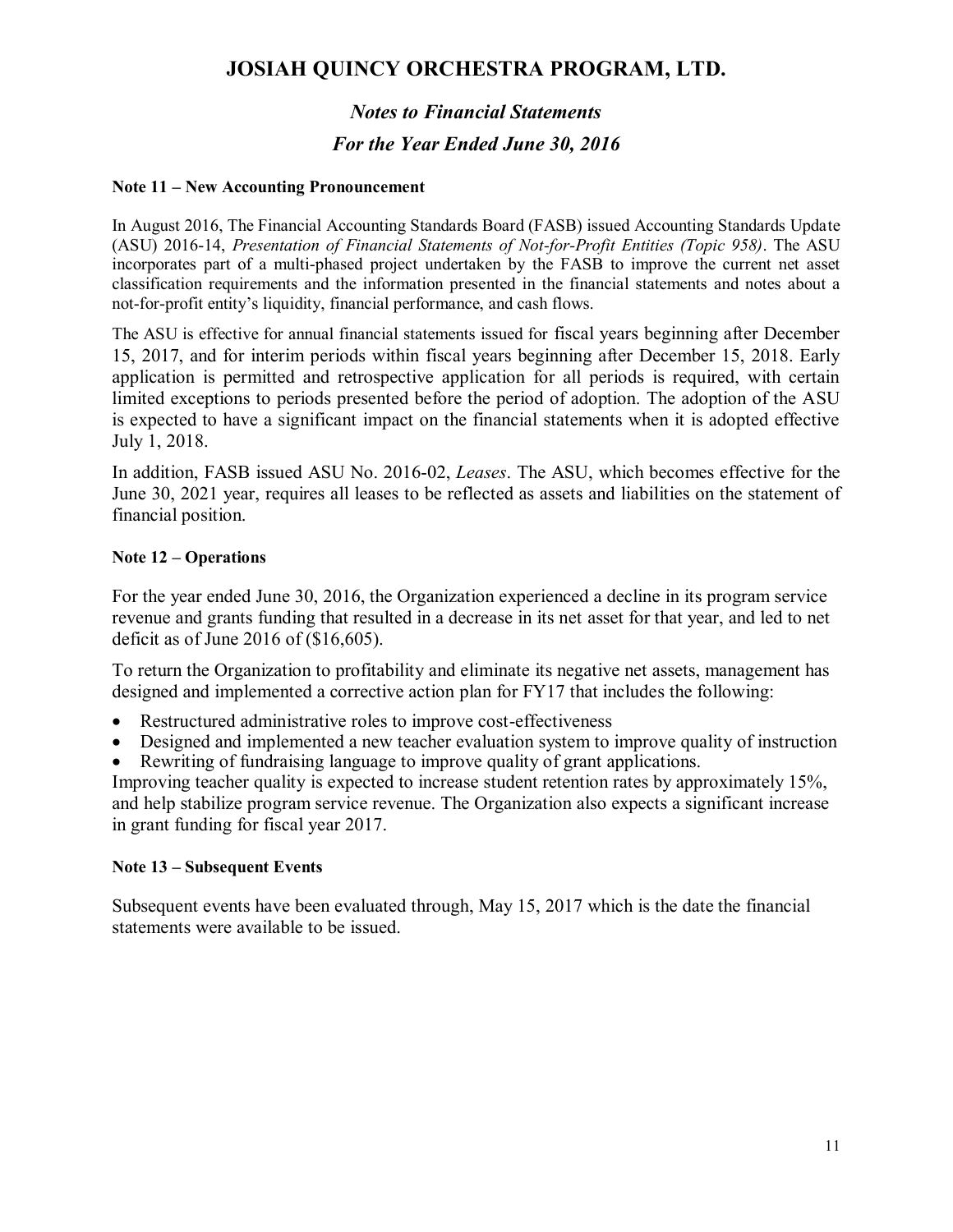# JOSIAH QUINCY ORCHESTRA PROGRAM, LTD.

## *Notes to Financial Statements*

## *For the Year Ended June 30, 2016*

**Note 11 – New Accounting Pronouncement**

In August 2016, The Financial Accounting Standards Board (FASB) issued Accounting Standards Update (ASU) 2016-14, *Presentation of Financial Statements of Not-for-Profit Entities (Topic 958)*. The ASU incorporates part of a multi-phased project undertaken by the FASB to improve the current net asset classification requirements and the information presented in the financial statements and notes about a not-for-profit entity's liquidity, financial performance, and cash flows.

The ASU is effective for annual financial statements issued for fiscal years beginning after December 15, 2017, and for interim periods within fiscal years beginning after December 15, 2018. Early application is permitted and retrospective application for all periods is required, with certain limited exceptions to periods presented before the period of adoption. The adoption of the ASU is expected to have a significant impact on the financial statements when it is adopted effective July 1, 2018.

In addition, FASB issued ASU No. 2016-02, *Leases*. The ASU, which becomes effective for the June 30, 2021 year, requires all leases to be reflected as assets and liabilities on the statement of financial position.

**Note 12 – Operations**

For the year ended June 30, 2016, the Organization experienced a decline in its program service revenue and grants funding that resulted in a decrease in its net asset for that year, and led to net deficit as of June 2016 of ($16,605).

To return the Organization to profitability and eliminate its negative net assets, management has designed and implemented a corrective action plan for FY17 that includes the following:

- Restructured administrative roles to improve cost-effectiveness
- Designed and implemented a new teacher evaluation system to improve quality of instruction
- Rewriting of fundraising language to improve quality of grant applications.

Improving teacher quality is expected to increase student retention rates by approximately 15%, and help stabilize program service revenue. The Organization also expects a significant increase in grant funding for fiscal year 2017.

**Note 13 – Subsequent Events**

Subsequent events have been evaluated through, May 15, 2017 which is the date the financial statements were available to be issued.